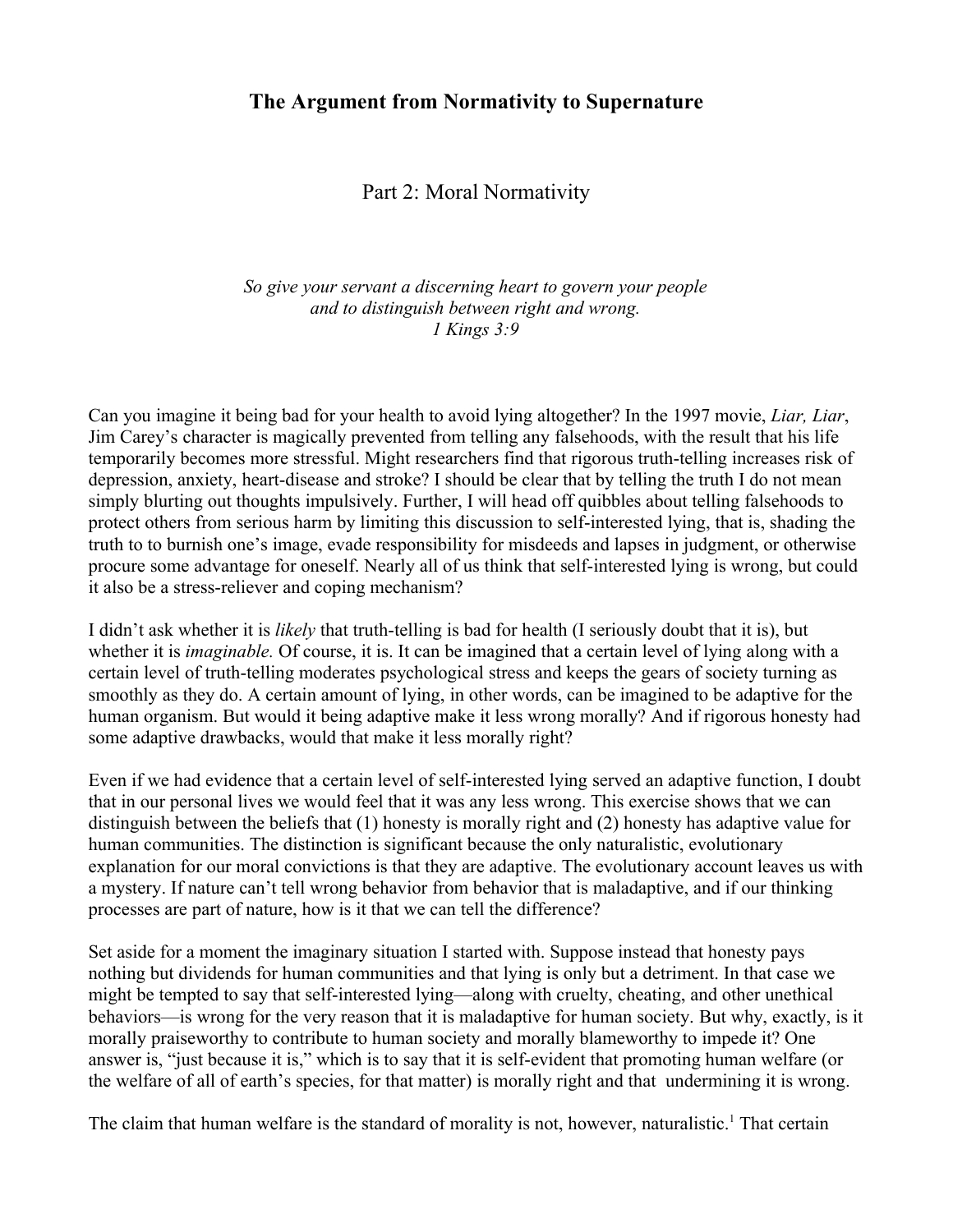# The Argument from Normativity to Supernature

## Part 2: Moral Normativity

*So give your servant a discerning heart to govern your people*
*and to distinguish between right and wrong.*
*1 Kings 3:9*

Can you imagine it being bad for your health to avoid lying altogether? In the 1997 movie, *Liar, Liar*, Jim Carey's character is magically prevented from telling any falsehoods, with the result that his life temporarily becomes more stressful. Might researchers find that rigorous truth-telling increases risk of depression, anxiety, heart-disease and stroke? I should be clear that by telling the truth I do not mean simply blurting out thoughts impulsively. Further, I will head off quibbles about telling falsehoods to protect others from serious harm by limiting this discussion to self-interested lying, that is, shading the truth to to burnish one's image, evade responsibility for misdeeds and lapses in judgment, or otherwise procure some advantage for oneself. Nearly all of us think that self-interested lying is wrong, but could it also be a stress-reliever and coping mechanism?

I didn't ask whether it is *likely* that truth-telling is bad for health (I seriously doubt that it is), but whether it is *imaginable.* Of course, it is. It can be imagined that a certain level of lying along with a certain level of truth-telling moderates psychological stress and keeps the gears of society turning as smoothly as they do. A certain amount of lying, in other words, can be imagined to be adaptive for the human organism. But would it being adaptive make it less wrong morally? And if rigorous honesty had some adaptive drawbacks, would that make it less morally right?

Even if we had evidence that a certain level of self-interested lying served an adaptive function, I doubt that in our personal lives we would feel that it was any less wrong. This exercise shows that we can distinguish between the beliefs that (1) honesty is morally right and (2) honesty has adaptive value for human communities. The distinction is significant because the only naturalistic, evolutionary explanation for our moral convictions is that they are adaptive. The evolutionary account leaves us with a mystery. If nature can't tell wrong behavior from behavior that is maladaptive, and if our thinking processes are part of nature, how is it that we can tell the difference?

Set aside for a moment the imaginary situation I started with. Suppose instead that honesty pays nothing but dividends for human communities and that lying is only but a detriment. In that case we might be tempted to say that self-interested lying—along with cruelty, cheating, and other unethical behaviors—is wrong for the very reason that it is maladaptive for human society. But why, exactly, is it morally praiseworthy to contribute to human society and morally blameworthy to impede it? One answer is, "just because it is," which is to say that it is self-evident that promoting human welfare (or the welfare of all of earth's species, for that matter) is morally right and that undermining it is wrong.

The claim that human welfare is the standard of morality is not, however, naturalistic.[1] That certain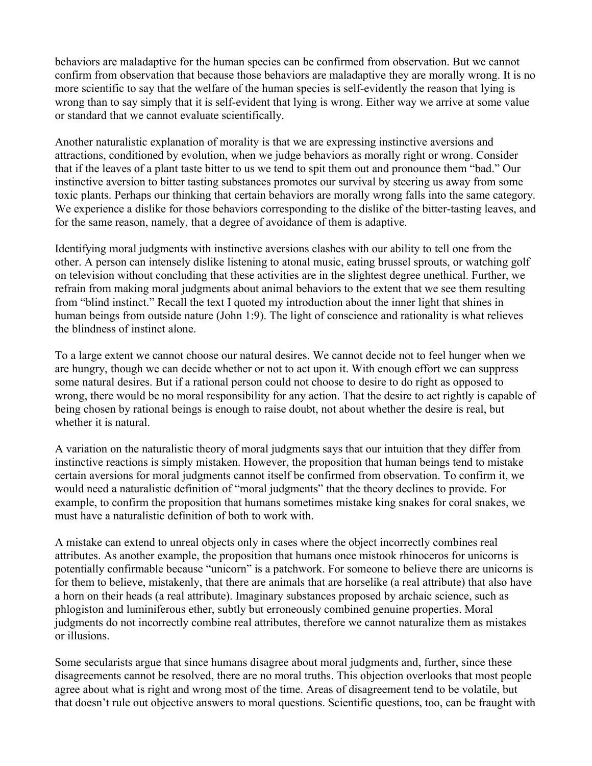behaviors are maladaptive for the human species can be confirmed from observation. But we cannot confirm from observation that because those behaviors are maladaptive they are morally wrong. It is no more scientific to say that the welfare of the human species is self-evidently the reason that lying is wrong than to say simply that it is self-evident that lying is wrong. Either way we arrive at some value or standard that we cannot evaluate scientifically.

Another naturalistic explanation of morality is that we are expressing instinctive aversions and attractions, conditioned by evolution, when we judge behaviors as morally right or wrong. Consider that if the leaves of a plant taste bitter to us we tend to spit them out and pronounce them "bad." Our instinctive aversion to bitter tasting substances promotes our survival by steering us away from some toxic plants. Perhaps our thinking that certain behaviors are morally wrong falls into the same category. We experience a dislike for those behaviors corresponding to the dislike of the bitter-tasting leaves, and for the same reason, namely, that a degree of avoidance of them is adaptive.

Identifying moral judgments with instinctive aversions clashes with our ability to tell one from the other. A person can intensely dislike listening to atonal music, eating brussel sprouts, or watching golf on television without concluding that these activities are in the slightest degree unethical. Further, we refrain from making moral judgments about animal behaviors to the extent that we see them resulting from "blind instinct." Recall the text I quoted my introduction about the inner light that shines in human beings from outside nature (John 1:9). The light of conscience and rationality is what relieves the blindness of instinct alone.

To a large extent we cannot choose our natural desires. We cannot decide not to feel hunger when we are hungry, though we can decide whether or not to act upon it. With enough effort we can suppress some natural desires. But if a rational person could not choose to desire to do right as opposed to wrong, there would be no moral responsibility for any action. That the desire to act rightly is capable of being chosen by rational beings is enough to raise doubt, not about whether the desire is real, but whether it is natural.

A variation on the naturalistic theory of moral judgments says that our intuition that they differ from instinctive reactions is simply mistaken. However, the proposition that human beings tend to mistake certain aversions for moral judgments cannot itself be confirmed from observation. To confirm it, we would need a naturalistic definition of "moral judgments" that the theory declines to provide. For example, to confirm the proposition that humans sometimes mistake king snakes for coral snakes, we must have a naturalistic definition of both to work with.

A mistake can extend to unreal objects only in cases where the object incorrectly combines real attributes. As another example, the proposition that humans once mistook rhinoceros for unicorns is potentially confirmable because "unicorn" is a patchwork. For someone to believe there are unicorns is for them to believe, mistakenly, that there are animals that are horselike (a real attribute) that also have a horn on their heads (a real attribute). Imaginary substances proposed by archaic science, such as phlogiston and luminiferous ether, subtly but erroneously combined genuine properties. Moral judgments do not incorrectly combine real attributes, therefore we cannot naturalize them as mistakes or illusions.

Some secularists argue that since humans disagree about moral judgments and, further, since these disagreements cannot be resolved, there are no moral truths. This objection overlooks that most people agree about what is right and wrong most of the time. Areas of disagreement tend to be volatile, but that doesn't rule out objective answers to moral questions. Scientific questions, too, can be fraught with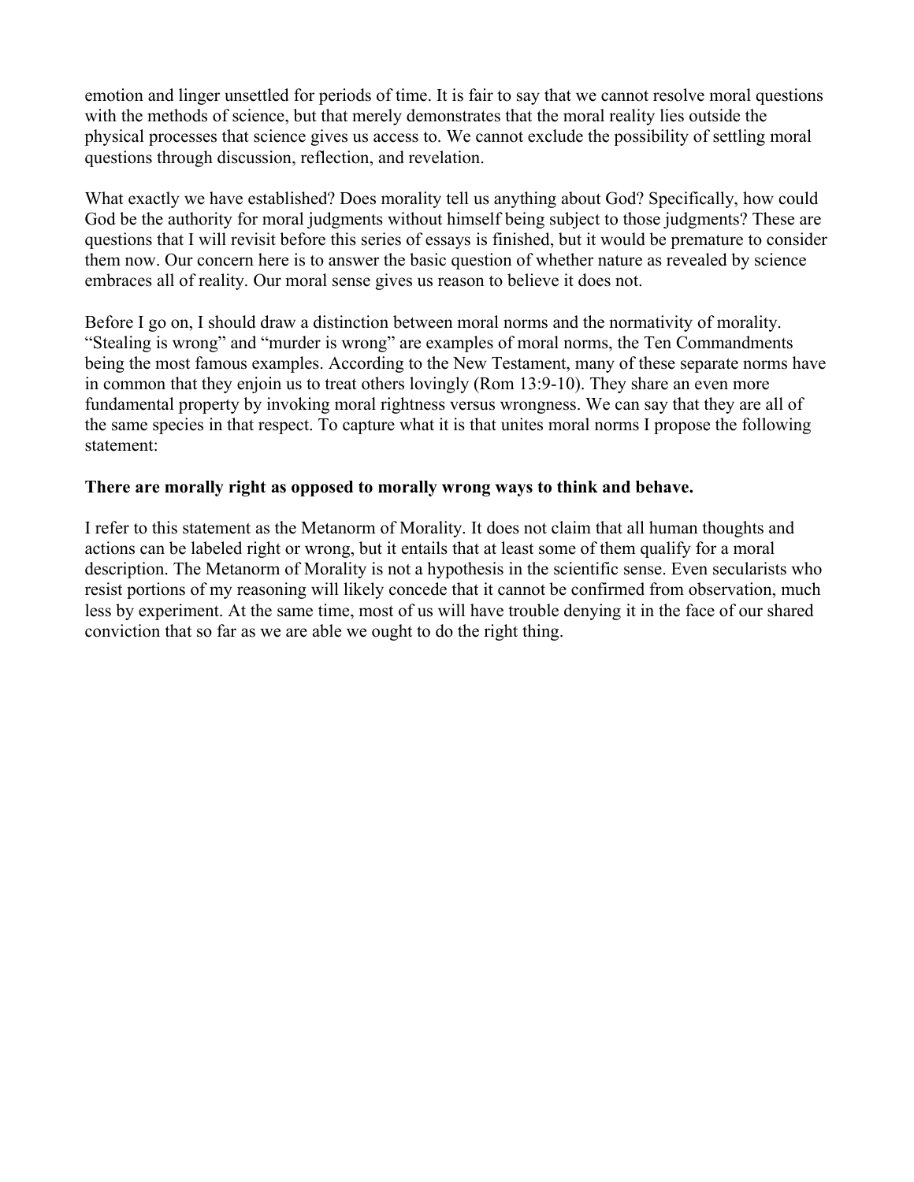emotion and linger unsettled for periods of time. It is fair to say that we cannot resolve moral questions with the methods of science, but that merely demonstrates that the moral reality lies outside the physical processes that science gives us access to. We cannot exclude the possibility of settling moral questions through discussion, reflection, and revelation.

What exactly we have established? Does morality tell us anything about God? Specifically, how could God be the authority for moral judgments without himself being subject to those judgments? These are questions that I will revisit before this series of essays is finished, but it would be premature to consider them now. Our concern here is to answer the basic question of whether nature as revealed by science embraces all of reality. Our moral sense gives us reason to believe it does not.

Before I go on, I should draw a distinction between moral norms and the normativity of morality. "Stealing is wrong" and "murder is wrong" are examples of moral norms, the Ten Commandments being the most famous examples. According to the New Testament, many of these separate norms have in common that they enjoin us to treat others lovingly (Rom 13:9-10). They share an even more fundamental property by invoking moral rightness versus wrongness. We can say that they are all of the same species in that respect. To capture what it is that unites moral norms I propose the following statement:

**There are morally right as opposed to morally wrong ways to think and behave.**

I refer to this statement as the Metanorm of Morality. It does not claim that all human thoughts and actions can be labeled right or wrong, but it entails that at least some of them qualify for a moral description. The Metanorm of Morality is not a hypothesis in the scientific sense. Even secularists who resist portions of my reasoning will likely concede that it cannot be confirmed from observation, much less by experiment. At the same time, most of us will have trouble denying it in the face of our shared conviction that so far as we are able we ought to do the right thing.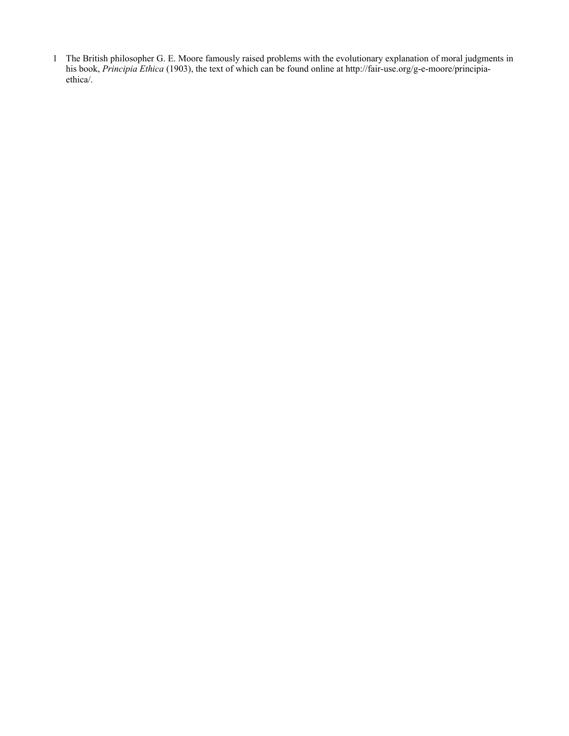1 The British philosopher G. E. Moore famously raised problems with the evolutionary explanation of moral judgments in his book, *Principia Ethica* (1903), the text of which can be found online at http://fair-use.org/g-e-moore/principia-ethica/.